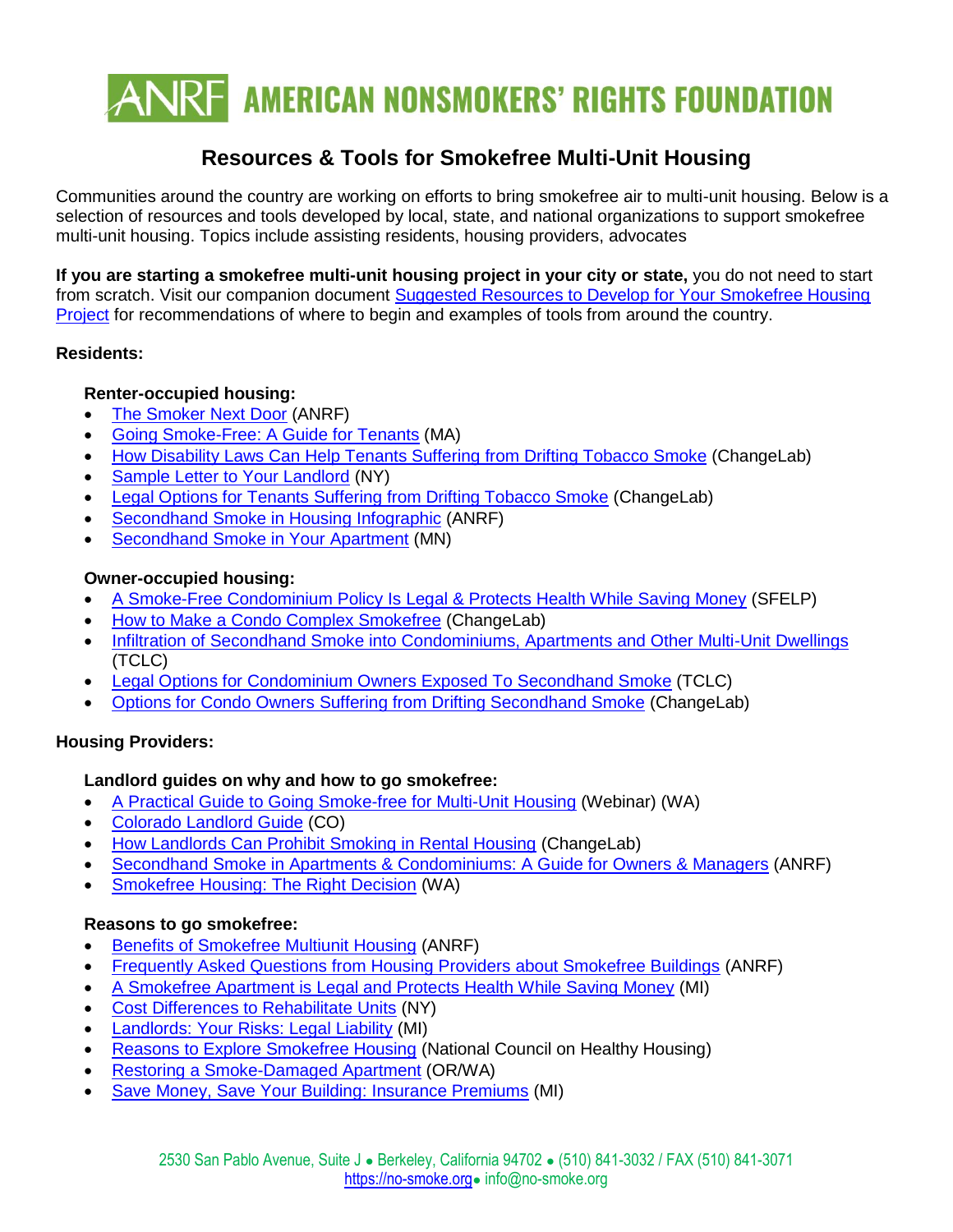# AMERICAN NONSMOKERS' RIGHTS FOUNDATION

## Resources & Tools for Smokefree Multi-Unit Housing

Communities around the country are working on efforts to bring smokefree air to multi-unit housing. Below is a selection of resources and tools developed by local, state, and national organizations to support smokefree multi-unit housing. Topics include assisting residents, housing providers, advocates

**If you are starting a smokefree multi-unit housing project in your city or state,** you do not need to start from scratch. Visit our companion document Suggested Resources to Develop for Your Smokefree Housing Project for recommendations of where to begin and examples of tools from around the country.

### Residents:

#### Renter-occupied housing:

- The Smoker Next Door (ANRF)
- Going Smoke-Free: A Guide for Tenants (MA)
- How Disability Laws Can Help Tenants Suffering from Drifting Tobacco Smoke (ChangeLab)
- Sample Letter to Your Landlord (NY)
- Legal Options for Tenants Suffering from Drifting Tobacco Smoke (ChangeLab)
- Secondhand Smoke in Housing Infographic (ANRF)
- Secondhand Smoke in Your Apartment (MN)

#### Owner-occupied housing:

- A Smoke-Free Condominium Policy Is Legal & Protects Health While Saving Money (SFELP)
- How to Make a Condo Complex Smokefree (ChangeLab)
- Infiltration of Secondhand Smoke into Condominiums, Apartments and Other Multi-Unit Dwellings (TCLC)
- Legal Options for Condominium Owners Exposed To Secondhand Smoke (TCLC)
- Options for Condo Owners Suffering from Drifting Secondhand Smoke (ChangeLab)

### Housing Providers:

#### Landlord guides on why and how to go smokefree:

- A Practical Guide to Going Smoke-free for Multi-Unit Housing (Webinar) (WA)
- Colorado Landlord Guide (CO)
- How Landlords Can Prohibit Smoking in Rental Housing (ChangeLab)
- Secondhand Smoke in Apartments & Condominiums: A Guide for Owners & Managers (ANRF)
- Smokefree Housing: The Right Decision (WA)

#### Reasons to go smokefree:

- Benefits of Smokefree Multiunit Housing (ANRF)
- Frequently Asked Questions from Housing Providers about Smokefree Buildings (ANRF)
- A Smokefree Apartment is Legal and Protects Health While Saving Money (MI)
- Cost Differences to Rehabilitate Units (NY)
- Landlords: Your Risks: Legal Liability (MI)
- Reasons to Explore Smokefree Housing (National Council on Healthy Housing)
- Restoring a Smoke-Damaged Apartment (OR/WA)
- Save Money, Save Your Building: Insurance Premiums (MI)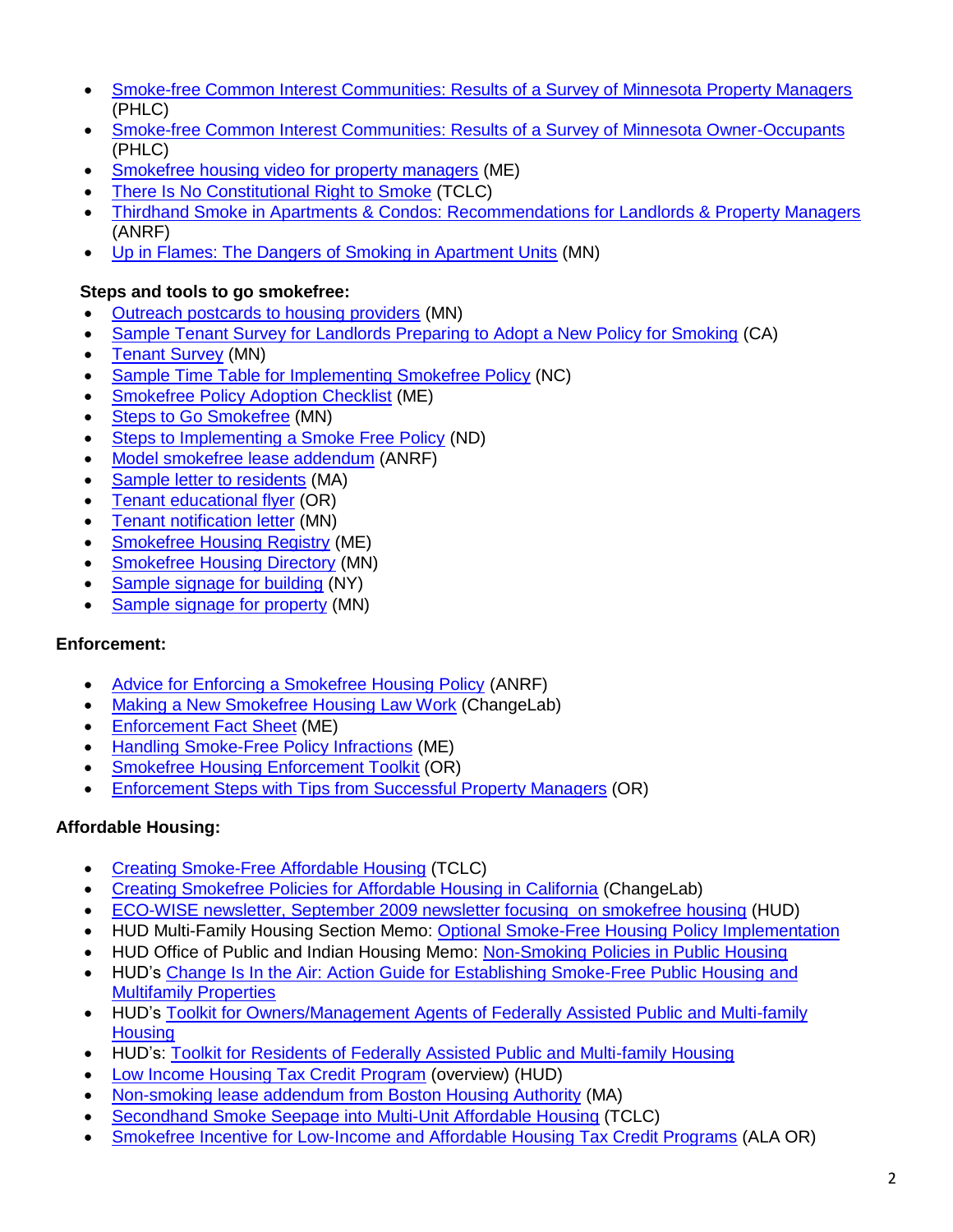- Smoke-free Common Interest Communities: Results of a Survey of Minnesota Property Managers (PHLC)
- Smoke-free Common Interest Communities: Results of a Survey of Minnesota Owner-Occupants (PHLC)
- Smokefree housing video for property managers (ME)
- There Is No Constitutional Right to Smoke (TCLC)
- Thirdhand Smoke in Apartments & Condos: Recommendations for Landlords & Property Managers (ANRF)
- Up in Flames: The Dangers of Smoking in Apartment Units (MN)

**Steps and tools to go smokefree:**

- Outreach postcards to housing providers (MN)
- Sample Tenant Survey for Landlords Preparing to Adopt a New Policy for Smoking (CA)
- Tenant Survey (MN)
- Sample Time Table for Implementing Smokefree Policy (NC)
- Smokefree Policy Adoption Checklist (ME)
- Steps to Go Smokefree (MN)
- Steps to Implementing a Smoke Free Policy (ND)
- Model smokefree lease addendum (ANRF)
- Sample letter to residents (MA)
- Tenant educational flyer (OR)
- Tenant notification letter (MN)
- Smokefree Housing Registry (ME)
- Smokefree Housing Directory (MN)
- Sample signage for building (NY)
- Sample signage for property (MN)

**Enforcement:**

- Advice for Enforcing a Smokefree Housing Policy (ANRF)
- Making a New Smokefree Housing Law Work (ChangeLab)
- Enforcement Fact Sheet (ME)
- Handling Smoke-Free Policy Infractions (ME)
- Smokefree Housing Enforcement Toolkit (OR)
- Enforcement Steps with Tips from Successful Property Managers (OR)

**Affordable Housing:**

- Creating Smoke-Free Affordable Housing (TCLC)
- Creating Smokefree Policies for Affordable Housing in California (ChangeLab)
- ECO-WISE newsletter, September 2009 newsletter focusing on smokefree housing (HUD)
- HUD Multi-Family Housing Section Memo: Optional Smoke-Free Housing Policy Implementation
- HUD Office of Public and Indian Housing Memo: Non-Smoking Policies in Public Housing
- HUD's Change Is In the Air: Action Guide for Establishing Smoke-Free Public Housing and Multifamily Properties
- HUD's Toolkit for Owners/Management Agents of Federally Assisted Public and Multi-family Housing
- HUD's: Toolkit for Residents of Federally Assisted Public and Multi-family Housing
- Low Income Housing Tax Credit Program (overview) (HUD)
- Non-smoking lease addendum from Boston Housing Authority (MA)
- Secondhand Smoke Seepage into Multi-Unit Affordable Housing (TCLC)
- Smokefree Incentive for Low-Income and Affordable Housing Tax Credit Programs (ALA OR)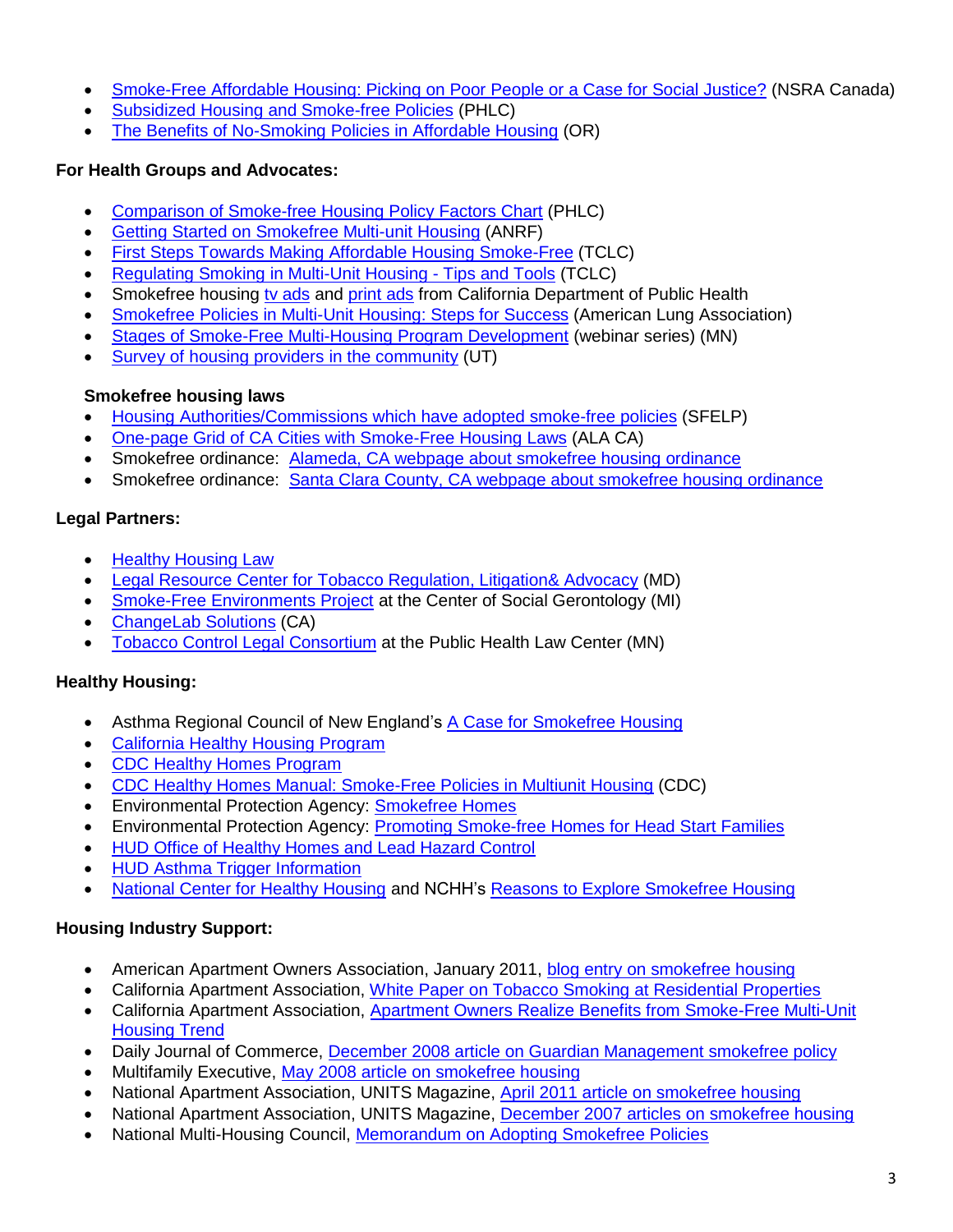- Smoke-Free Affordable Housing: Picking on Poor People or a Case for Social Justice? (NSRA Canada)
- Subsidized Housing and Smoke-free Policies (PHLC)
- The Benefits of No-Smoking Policies in Affordable Housing (OR)

**For Health Groups and Advocates:**

- Comparison of Smoke-free Housing Policy Factors Chart (PHLC)
- Getting Started on Smokefree Multi-unit Housing (ANRF)
- First Steps Towards Making Affordable Housing Smoke-Free (TCLC)
- Regulating Smoking in Multi-Unit Housing - Tips and Tools (TCLC)
- Smokefree housing tv ads and print ads from California Department of Public Health
- Smokefree Policies in Multi-Unit Housing: Steps for Success (American Lung Association)
- Stages of Smoke-Free Multi-Housing Program Development (webinar series) (MN)
- Survey of housing providers in the community (UT)

**Smokefree housing laws**

- Housing Authorities/Commissions which have adopted smoke-free policies (SFELP)
- One-page Grid of CA Cities with Smoke-Free Housing Laws (ALA CA)
- Smokefree ordinance: Alameda, CA webpage about smokefree housing ordinance
- Smokefree ordinance: Santa Clara County, CA webpage about smokefree housing ordinance

**Legal Partners:**

- Healthy Housing Law
- Legal Resource Center for Tobacco Regulation, Litigation& Advocacy (MD)
- Smoke-Free Environments Project at the Center of Social Gerontology (MI)
- ChangeLab Solutions (CA)
- Tobacco Control Legal Consortium at the Public Health Law Center (MN)

**Healthy Housing:**

- Asthma Regional Council of New England's A Case for Smokefree Housing
- California Healthy Housing Program
- CDC Healthy Homes Program
- CDC Healthy Homes Manual: Smoke-Free Policies in Multiunit Housing (CDC)
- Environmental Protection Agency: Smokefree Homes
- Environmental Protection Agency: Promoting Smoke-free Homes for Head Start Families
- HUD Office of Healthy Homes and Lead Hazard Control
- HUD Asthma Trigger Information
- National Center for Healthy Housing and NCHH's Reasons to Explore Smokefree Housing

**Housing Industry Support:**

- American Apartment Owners Association, January 2011, blog entry on smokefree housing
- California Apartment Association, White Paper on Tobacco Smoking at Residential Properties
- California Apartment Association, Apartment Owners Realize Benefits from Smoke-Free Multi-Unit Housing Trend
- Daily Journal of Commerce, December 2008 article on Guardian Management smokefree policy
- Multifamily Executive, May 2008 article on smokefree housing
- National Apartment Association, UNITS Magazine, April 2011 article on smokefree housing
- National Apartment Association, UNITS Magazine, December 2007 articles on smokefree housing
- National Multi-Housing Council, Memorandum on Adopting Smokefree Policies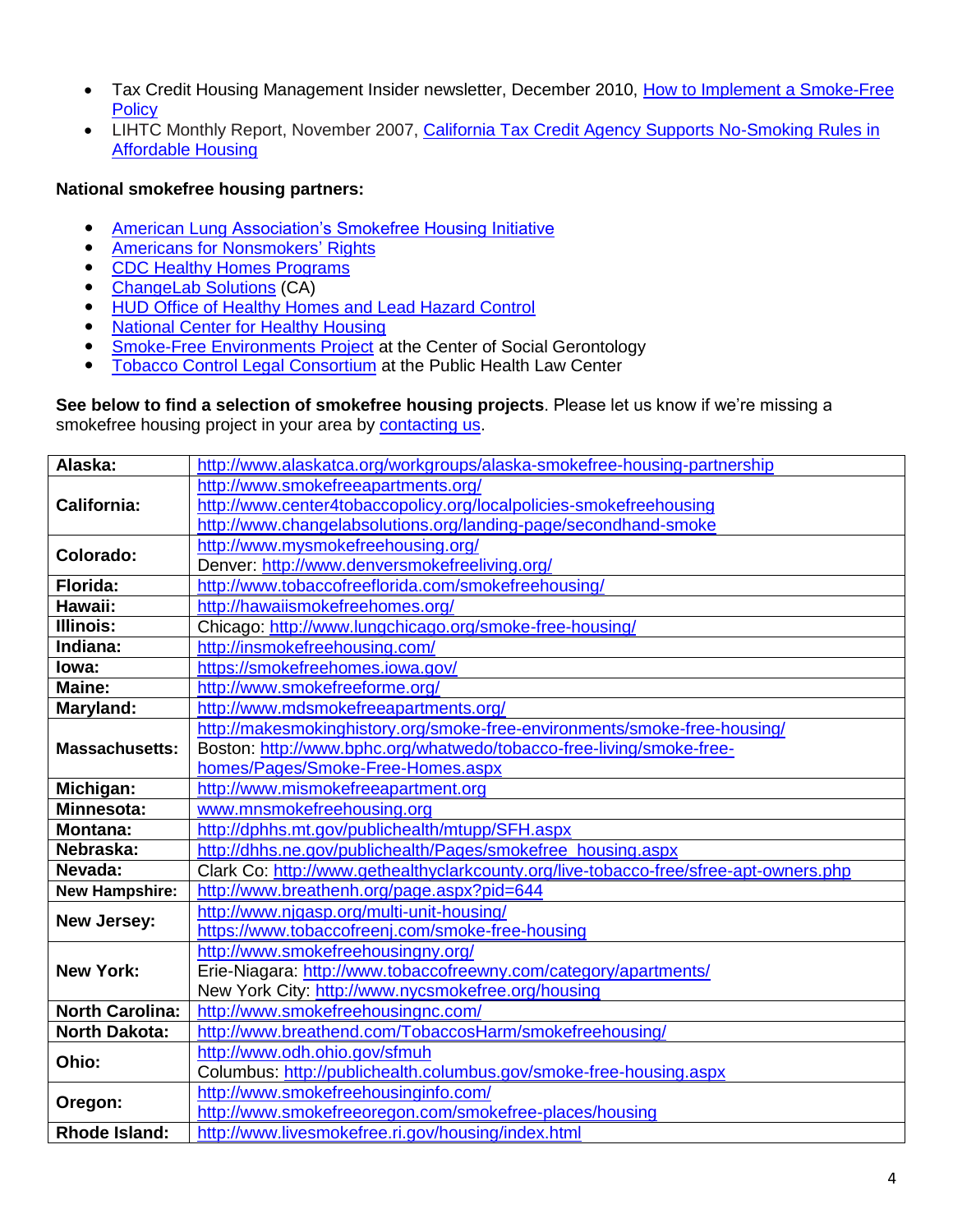- Tax Credit Housing Management Insider newsletter, December 2010, How to Implement a Smoke-Free Policy
- LIHTC Monthly Report, November 2007, California Tax Credit Agency Supports No-Smoking Rules in Affordable Housing

**National smokefree housing partners:**

- American Lung Association's Smokefree Housing Initiative
- Americans for Nonsmokers' Rights
- CDC Healthy Homes Programs
- ChangeLab Solutions (CA)
- HUD Office of Healthy Homes and Lead Hazard Control
- National Center for Healthy Housing
- Smoke-Free Environments Project at the Center of Social Gerontology
- Tobacco Control Legal Consortium at the Public Health Law Center

**See below to find a selection of smokefree housing projects**. Please let us know if we're missing a smokefree housing project in your area by contacting us.

| | |
|---|---|
| **Alaska:** | http://www.alaskatca.org/workgroups/alaska-smokefree-housing-partnership |
| **California:** | http://www.smokefreeapartments.org/<br>http://www.center4tobaccopolicy.org/localpolicies-smokefreehousing<br>http://www.changelabsolutions.org/landing-page/secondhand-smoke |
| **Colorado:** | http://www.mysmokefreehousing.org/<br>Denver: http://www.denversmokefreeliving.org/ |
| **Florida:** | http://www.tobaccofreeflorida.com/smokefreehousing/ |
| **Hawaii:** | http://hawaiismokefreehomes.org/ |
| **Illinois:** | Chicago: http://www.lungchicago.org/smoke-free-housing/ |
| **Indiana:** | http://insmokefreehousing.com/ |
| **Iowa:** | https://smokefreehomes.iowa.gov/ |
| **Maine:** | http://www.smokefreeforme.org/ |
| **Maryland:** | http://www.mdsmokefreeapartments.org/ |
| **Massachusetts:** | http://makesmokinghistory.org/smoke-free-environments/smoke-free-housing/<br>Boston: http://www.bphc.org/whatwedo/tobacco-free-living/smoke-free-homes/Pages/Smoke-Free-Homes.aspx |
| **Michigan:** | http://www.mismokefreeapartment.org |
| **Minnesota:** | www.mnsmokefreehousing.org |
| **Montana:** | http://dphhs.mt.gov/publichealth/mtupp/SFH.aspx |
| **Nebraska:** | http://dhhs.ne.gov/publichealth/Pages/smokefree_housing.aspx |
| **Nevada:** | Clark Co: http://www.gethealthyclarkcounty.org/live-tobacco-free/sfree-apt-owners.php |
| **New Hampshire:** | http://www.breathenh.org/page.aspx?pid=644 |
| **New Jersey:** | http://www.njgasp.org/multi-unit-housing/<br>https://www.tobaccofreenj.com/smoke-free-housing |
| **New York:** | http://www.smokefreehousingny.org/<br>Erie-Niagara: http://www.tobaccofreewny.com/category/apartments/<br>New York City: http://www.nycsmokefree.org/housing |
| **North Carolina:** | http://www.smokefreehousingnc.com/ |
| **North Dakota:** | http://www.breathend.com/TobaccosHarm/smokefreehousing/ |
| **Ohio:** | http://www.odh.ohio.gov/sfmuh<br>Columbus: http://publichealth.columbus.gov/smoke-free-housing.aspx |
| **Oregon:** | http://www.smokefreehousinginfo.com/<br>http://www.smokefreeoregon.com/smokefree-places/housing |
| **Rhode Island:** | http://www.livesmokefree.ri.gov/housing/index.html |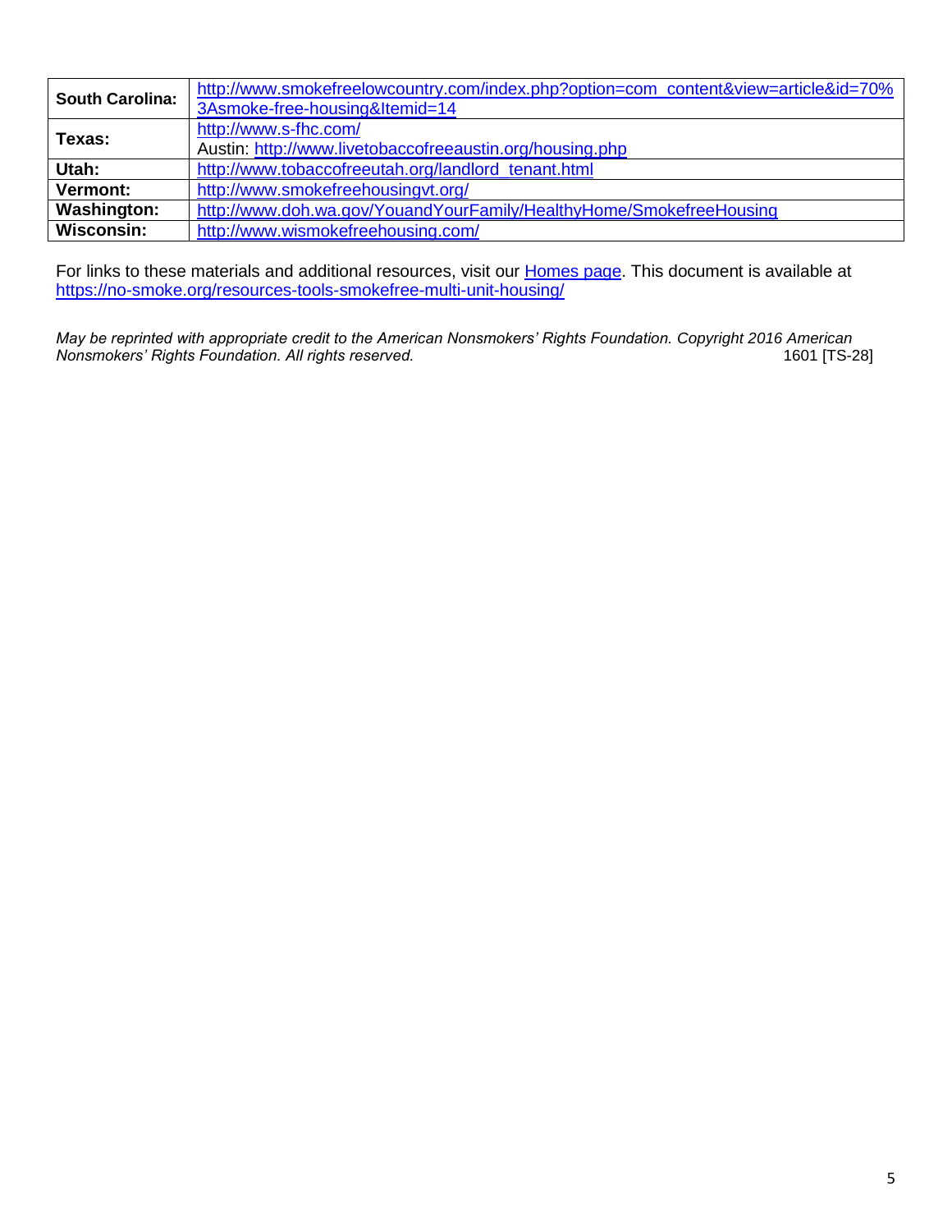| | |
|---|---|
| **South Carolina:** | http://www.smokefreelowcountry.com/index.php?option=com_content&view=article&id=70%3Asmoke-free-housing&Itemid=14 |
| **Texas:** | http://www.s-fhc.com/ <br> Austin: http://www.livetobaccofreeaustin.org/housing.php |
| **Utah:** | http://www.tobaccofreeutah.org/landlord_tenant.html |
| **Vermont:** | http://www.smokefreehousingvt.org/ |
| **Washington:** | http://www.doh.wa.gov/YouandYourFamily/HealthyHome/SmokefreeHousing |
| **Wisconsin:** | http://www.wismokefreehousing.com/ |

For links to these materials and additional resources, visit our Homes page. This document is available at https://no-smoke.org/resources-tools-smokefree-multi-unit-housing/

*May be reprinted with appropriate credit to the American Nonsmokers' Rights Foundation. Copyright 2016 American Nonsmokers' Rights Foundation. All rights reserved.* 1601 [TS-28]